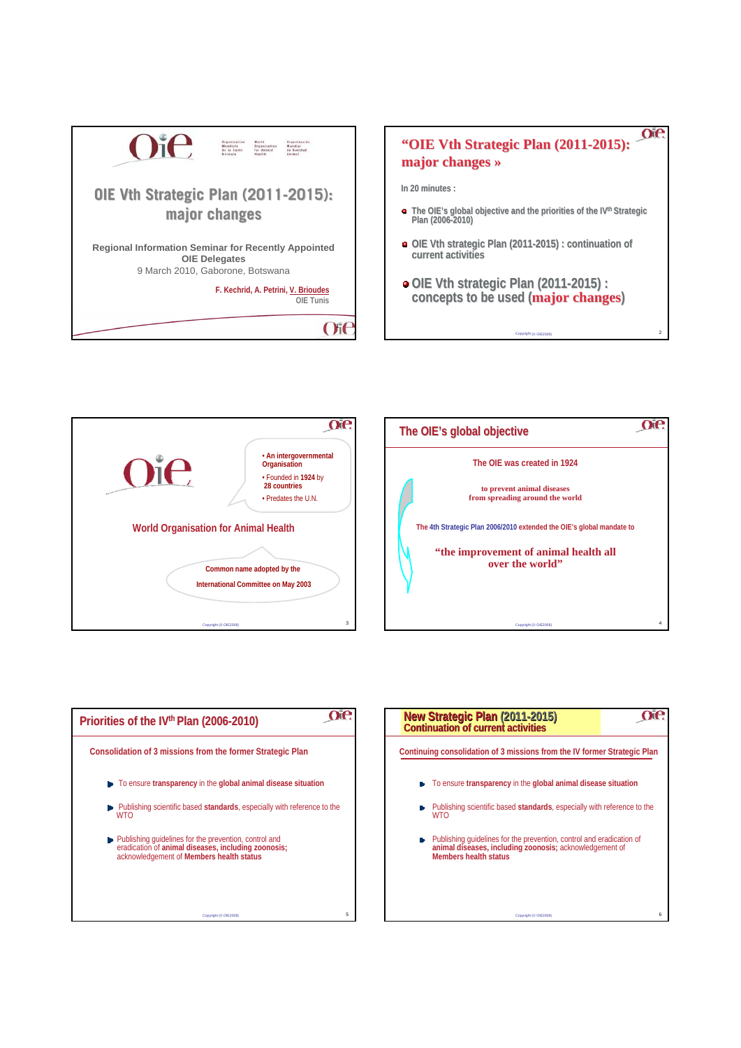# OIE Vth Strategic Plan (2011-2015): major changes

Regional Information Seminar for Recently Appointed OIE Delegates
9 March 2010, Gaborone, Botswana

F. Kechrid, A. Petrini, V. Brioudes
OIE Tunis

---

## "OIE Vth Strategic Plan (2011-2015): major changes »

In 20 minutes :

- The OIE's global objective and the priorities of the IV$^{th}$ Strategic Plan (2006-2010)
- OIE Vth strategic Plan (2011-2015) : continuation of current activities
- OIE Vth strategic Plan (2011-2015) : concepts to be used (**major changes**)

---

- An intergovernmental Organisation
- Founded in **1924** by **28 countries**
- Predates the U.N.

World Organisation for Animal Health

Common name adopted by the International Committee on May 2003

---

## The OIE's global objective

The OIE was created in 1924

to prevent animal diseases from spreading around the world

The 4th Strategic Plan 2006/2010 extended the OIE's global mandate to

"the improvement of animal health all over the world"

---

## Priorities of the IV$^{th}$ Plan (2006-2010)

Consolidation of 3 missions from the former Strategic Plan

- To ensure **transparency** in the **global animal disease situation**
- Publishing scientific based **standards**, especially with reference to the WTO
- Publishing guidelines for the prevention, control and eradication of **animal diseases, including zoonosis;** acknowledgement of **Members health status**

---

## New Strategic Plan (2011-2015) Continuation of current activities

Continuing consolidation of 3 missions from the IV former Strategic Plan

- To ensure **transparency** in the **global animal disease situation**
- Publishing scientific based **standards**, especially with reference to the WTO
- Publishing guidelines for the prevention, control and eradication of **animal diseases, including zoonosis;** acknowledgement of **Members health status**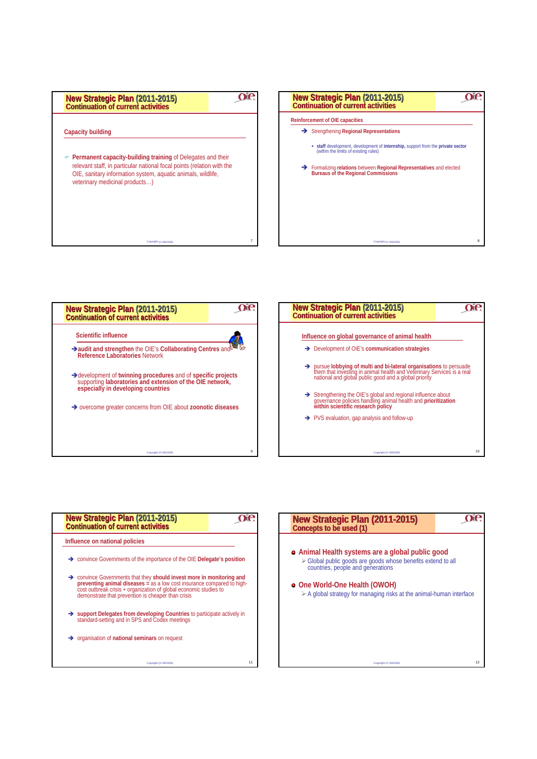## New Strategic Plan (2011-2015)
### Continuation of current activities

**Capacity building**

- **Permanent capacity-building training** of Delegates and their relevant staff, in particular national focal points (relation with the OIE, sanitary information system, aquatic animals, wildlife, veterinary medicinal products…)

## New Strategic Plan (2011-2015)
### Continuation of current activities

**Reinforcement of OIE capacities**

- Strengthening **Regional Representations**
  - **staff** development, development of **internship,** support from the **private sector** (within the limits of existing rules)
- Formalizing **relations** between **Regional Representatives** and elected **Bureaus of the Regional Commissions**

## New Strategic Plan (2011-2015)
### Continuation of current activities

**Scientific influence**

- **audit and strengthen** the OIE's **Collaborating Centres** and **Reference Laboratories** Network
- development of **twinning procedures** and of **specific projects** supporting **laboratories and extension of the OIE network, especially in developing countries**
- overcome greater concerns from OIE about **zoonotic diseases**

## New Strategic Plan (2011-2015)
### Continuation of current activities

**Influence on global governance of animal health**

- Development of OIE's **communication strategies**
- pursue **lobbying of multi and bi-lateral organisations** to persuade them that investing in animal health and Veterinary Services is a real national and global public good and a global priority
- Strengthening the OIE's global and regional influence about governance policies handling animal health and **prioritization within scientific research policy**
- PVS evaluation, gap analysis and follow-up

## New Strategic Plan (2011-2015)
### Continuation of current activities

**Influence on national policies**

- convince Governments of the importance of the OIE **Delegate's position**
- convince Governments that they **should invest more in monitoring and preventing animal diseases =** as a low cost insurance compared to high-cost outbreak crisis + organization of global economic studies to demonstrate that prevention is cheaper than crisis
- **support Delegates from developing Countries** to participate actively in standard-setting and in SPS and Codex meetings
- organisation of **national seminars** on request

## New Strategic Plan (2011-2015)
### Concepts to be used (1)

- **Animal Health systems are a global public good**
  - Global public goods are goods whose benefits extend to all countries, people and generations
- **One World-One Health (OWOH)**
  - A global strategy for managing risks at the animal-human interface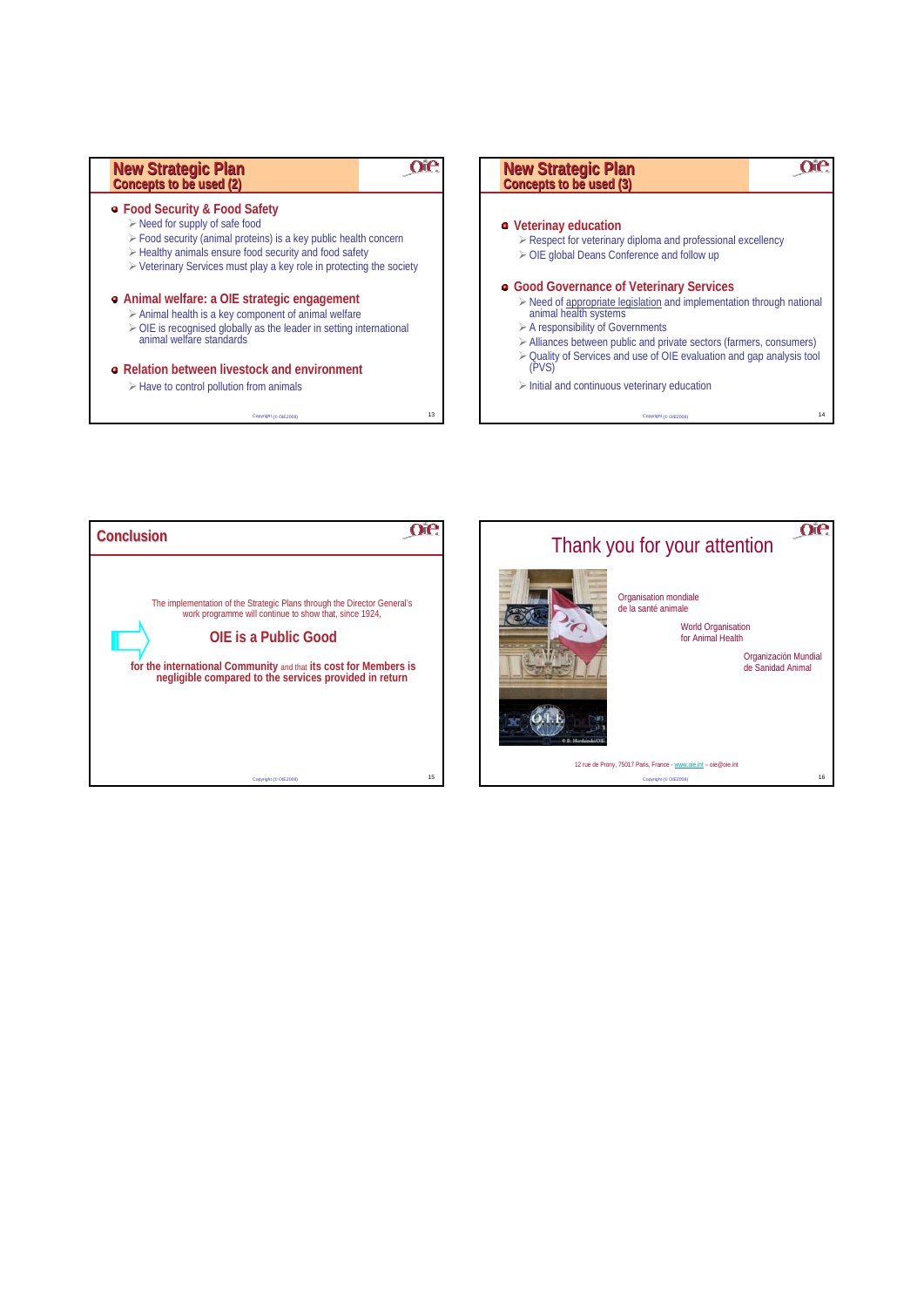## New Strategic Plan
### Concepts to be used (2)

- **Food Security & Food Safety**
  - Need for supply of safe food
  - Food security (animal proteins) is a key public health concern
  - Healthy animals ensure food security and food safety
  - Veterinary Services must play a key role in protecting the society
- **Animal welfare: a OIE strategic engagement**
  - Animal health is a key component of animal welfare
  - OIE is recognised globally as the leader in setting international animal welfare standards
- **Relation between livestock and environment**
  - Have to control pollution from animals

## New Strategic Plan
### Concepts to be used (3)

- **Veterinay education**
  - Respect for veterinary diploma and professional excellency
  - OIE global Deans Conference and follow up
- **Good Governance of Veterinary Services**
  - Need of appropriate legislation and implementation through national animal health systems
  - A responsibility of Governments
  - Alliances between public and private sectors (farmers, consumers)
  - Quality of Services and use of OIE evaluation and gap analysis tool (PVS)
  - Initial and continuous veterinary education

## Conclusion

The implementation of the Strategic Plans through the Director General's work programme will continue to show that, since 1924,

**OIE is a Public Good**

**for the international Community** and that **its cost for Members is negligible compared to the services provided in return**

## Thank you for your attention

Organisation mondiale de la santé animale

World Organisation for Animal Health

Organización Mundial de Sanidad Animal

12 rue de Prony, 75017 Paris, France - www.oie.int – oie@oie.int